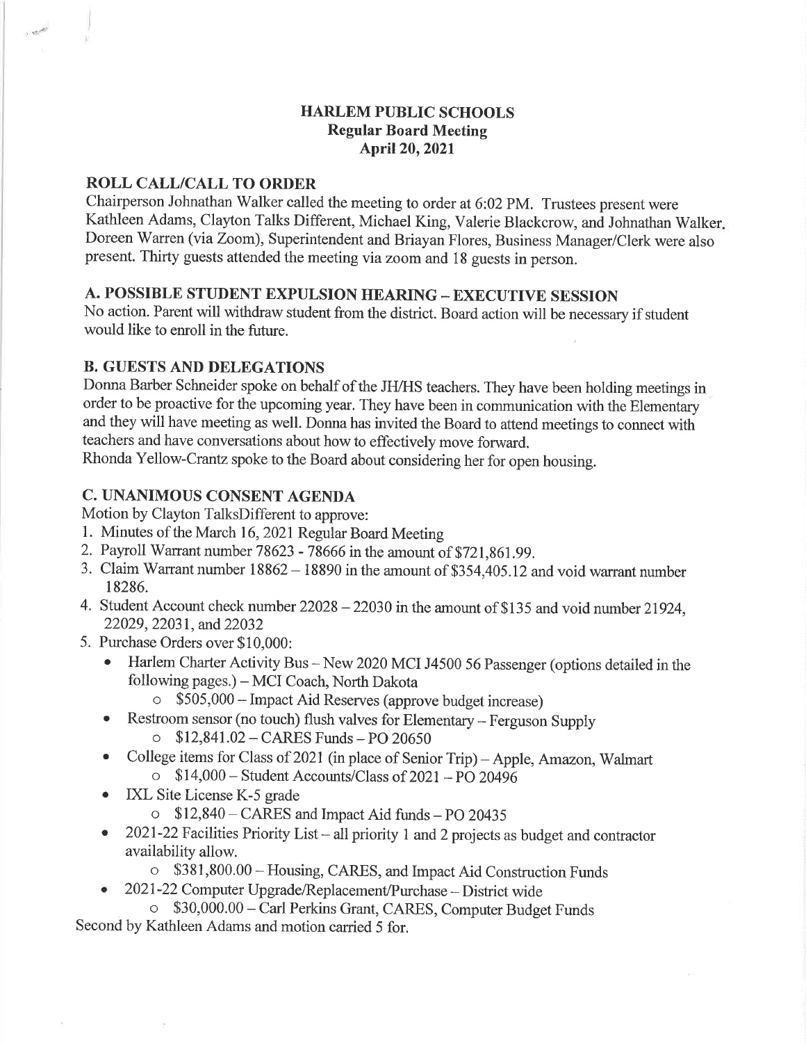# HARLEM PUBLIC SCHOOLS
## Regular Board Meeting
## April 20, 2021

## ROLL CALL/CALL TO ORDER

Chairperson Johnathan Walker called the meeting to order at 6:02 PM. Trustees present were Kathleen Adams, Clayton Talks Different, Michael King, Valerie Blackcrow, and Johnathan Walker. Doreen Warren (via Zoom), Superintendent and Briayan Flores, Business Manager/Clerk were also present. Thirty guests attended the meeting via zoom and 18 guests in person.

## A. POSSIBLE STUDENT EXPULSION HEARING – EXECUTIVE SESSION

No action. Parent will withdraw student from the district. Board action will be necessary if student would like to enroll in the future.

## B. GUESTS AND DELEGATIONS

Donna Barber Schneider spoke on behalf of the JH/HS teachers. They have been holding meetings in order to be proactive for the upcoming year. They have been in communication with the Elementary and they will have meeting as well. Donna has invited the Board to attend meetings to connect with teachers and have conversations about how to effectively move forward.

Rhonda Yellow-Crantz spoke to the Board about considering her for open housing.

## C. UNANIMOUS CONSENT AGENDA

Motion by Clayton TalksDifferent to approve:

1. Minutes of the March 16, 2021 Regular Board Meeting
2. Payroll Warrant number 78623 - 78666 in the amount of $721,861.99.
3. Claim Warrant number 18862 – 18890 in the amount of $354,405.12 and void warrant number 18286.
4. Student Account check number 22028 – 22030 in the amount of $135 and void number 21924, 22029, 22031, and 22032
5. Purchase Orders over $10,000:
   - Harlem Charter Activity Bus – New 2020 MCI J4500 56 Passenger (options detailed in the following pages.) – MCI Coach, North Dakota
     - $505,000 – Impact Aid Reserves (approve budget increase)
   - Restroom sensor (no touch) flush valves for Elementary – Ferguson Supply
     - $12,841.02 – CARES Funds – PO 20650
   - College items for Class of 2021 (in place of Senior Trip) – Apple, Amazon, Walmart
     - $14,000 – Student Accounts/Class of 2021 – PO 20496
   - IXL Site License K-5 grade
     - $12,840 – CARES and Impact Aid funds – PO 20435
   - 2021-22 Facilities Priority List – all priority 1 and 2 projects as budget and contractor availability allow.
     - $381,800.00 – Housing, CARES, and Impact Aid Construction Funds
   - 2021-22 Computer Upgrade/Replacement/Purchase – District wide
     - $30,000.00 – Carl Perkins Grant, CARES, Computer Budget Funds

Second by Kathleen Adams and motion carried 5 for.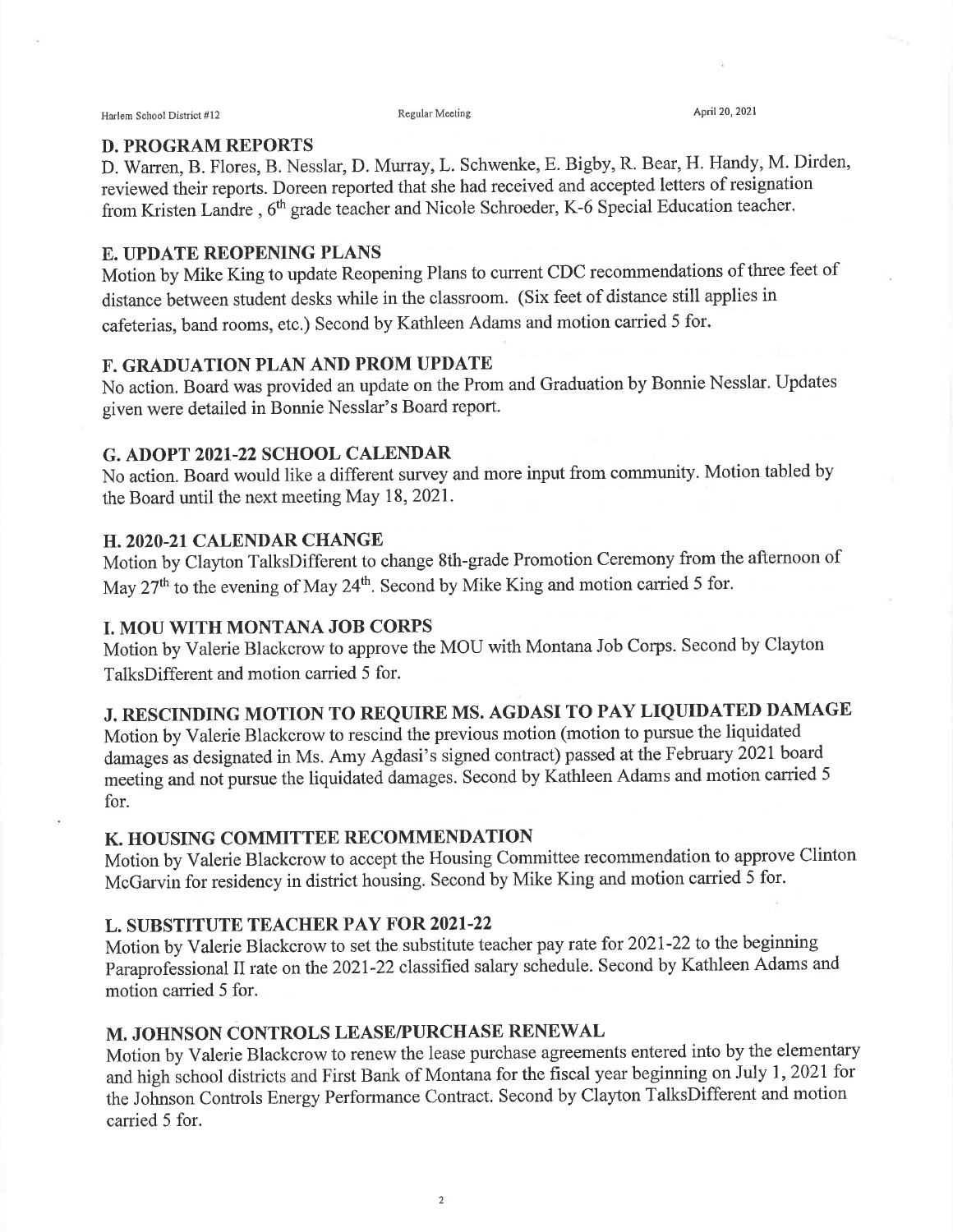## D. PROGRAM REPORTS

D. Warren, B. Flores, B. Nesslar, D. Murray, L. Schwenke, E. Bigby, R. Bear, H. Handy, M. Dirden, reviewed their reports. Doreen reported that she had received and accepted letters of resignation from Kristen Landre , 6th grade teacher and Nicole Schroeder, K-6 Special Education teacher.

## E. UPDATE REOPENING PLANS

Motion by Mike King to update Reopening Plans to current CDC recommendations of three feet of distance between student desks while in the classroom. (Six feet of distance still applies in cafeterias, band rooms, etc.) Second by Kathleen Adams and motion carried 5 for.

## F. GRADUATION PLAN AND PROM UPDATE

No action. Board was provided an update on the Prom and Graduation by Bonnie Nesslar. Updates given were detailed in Bonnie Nesslar's Board report.

## G. ADOPT 2021-22 SCHOOL CALENDAR

No action. Board would like a different survey and more input from community. Motion tabled by the Board until the next meeting May 18, 2021.

## H. 2020-21 CALENDAR CHANGE

Motion by Clayton TalksDifferent to change 8th-grade Promotion Ceremony from the afternoon of May 27th to the evening of May 24th. Second by Mike King and motion carried 5 for.

## I. MOU WITH MONTANA JOB CORPS

Motion by Valerie Blackcrow to approve the MOU with Montana Job Corps. Second by Clayton TalksDifferent and motion carried 5 for.

## J. RESCINDING MOTION TO REQUIRE MS. AGDASI TO PAY LIQUIDATED DAMAGE

Motion by Valerie Blackcrow to rescind the previous motion (motion to pursue the liquidated damages as designated in Ms. Amy Agdasi's signed contract) passed at the February 2021 board meeting and not pursue the liquidated damages. Second by Kathleen Adams and motion carried 5 for.

## K. HOUSING COMMITTEE RECOMMENDATION

Motion by Valerie Blackcrow to accept the Housing Committee recommendation to approve Clinton McGarvin for residency in district housing. Second by Mike King and motion carried 5 for.

## L. SUBSTITUTE TEACHER PAY FOR 2021-22

Motion by Valerie Blackcrow to set the substitute teacher pay rate for 2021-22 to the beginning Paraprofessional II rate on the 2021-22 classified salary schedule. Second by Kathleen Adams and motion carried 5 for.

## M. JOHNSON CONTROLS LEASE/PURCHASE RENEWAL

Motion by Valerie Blackcrow to renew the lease purchase agreements entered into by the elementary and high school districts and First Bank of Montana for the fiscal year beginning on July 1, 2021 for the Johnson Controls Energy Performance Contract. Second by Clayton TalksDifferent and motion carried 5 for.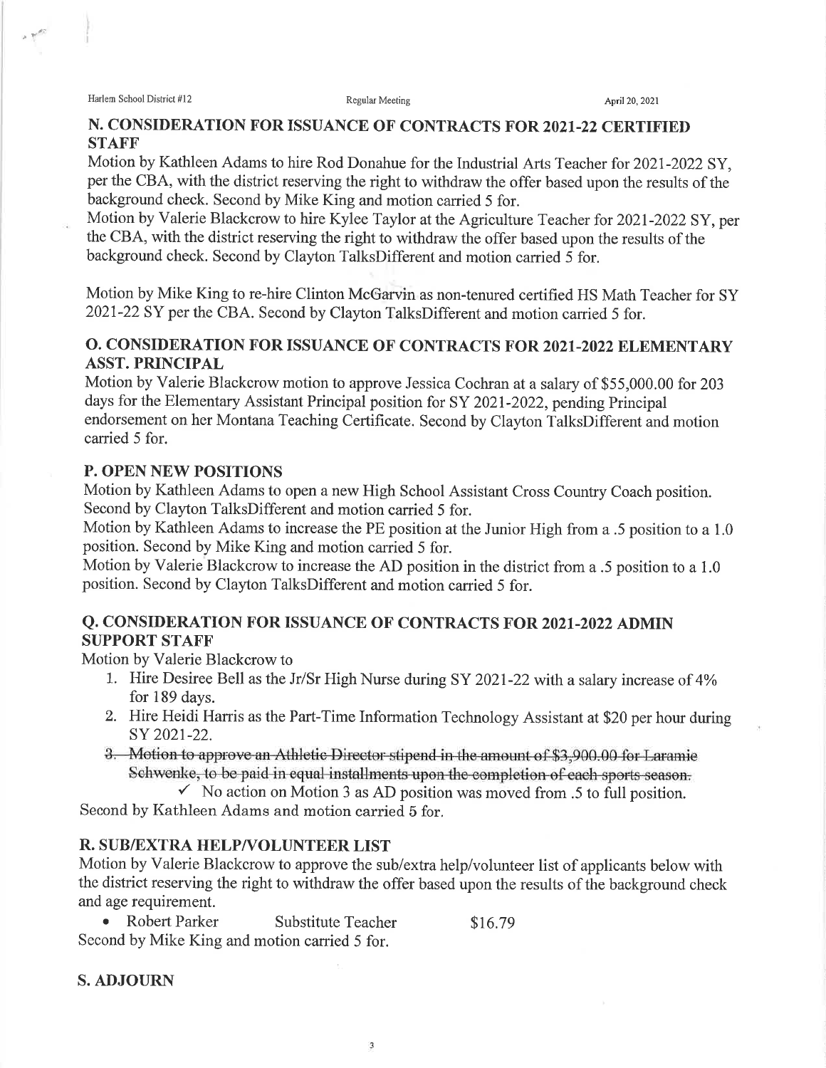## N. CONSIDERATION FOR ISSUANCE OF CONTRACTS FOR 2021-22 CERTIFIED STAFF

Motion by Kathleen Adams to hire Rod Donahue for the Industrial Arts Teacher for 2021-2022 SY, per the CBA, with the district reserving the right to withdraw the offer based upon the results of the background check. Second by Mike King and motion carried 5 for.

Motion by Valerie Blackcrow to hire Kylee Taylor at the Agriculture Teacher for 2021-2022 SY, per the CBA, with the district reserving the right to withdraw the offer based upon the results of the background check. Second by Clayton TalksDifferent and motion carried 5 for.

Motion by Mike King to re-hire Clinton McGarvin as non-tenured certified HS Math Teacher for SY 2021-22 SY per the CBA. Second by Clayton TalksDifferent and motion carried 5 for.

## O. CONSIDERATION FOR ISSUANCE OF CONTRACTS FOR 2021-2022 ELEMENTARY ASST. PRINCIPAL

Motion by Valerie Blackcrow motion to approve Jessica Cochran at a salary of $55,000.00 for 203 days for the Elementary Assistant Principal position for SY 2021-2022, pending Principal endorsement on her Montana Teaching Certificate. Second by Clayton TalksDifferent and motion carried 5 for.

## P. OPEN NEW POSITIONS

Motion by Kathleen Adams to open a new High School Assistant Cross Country Coach position. Second by Clayton TalksDifferent and motion carried 5 for.

Motion by Kathleen Adams to increase the PE position at the Junior High from a .5 position to a 1.0 position. Second by Mike King and motion carried 5 for.

Motion by Valerie Blackcrow to increase the AD position in the district from a .5 position to a 1.0 position. Second by Clayton TalksDifferent and motion carried 5 for.

## Q. CONSIDERATION FOR ISSUANCE OF CONTRACTS FOR 2021-2022 ADMIN SUPPORT STAFF

Motion by Valerie Blackcrow to

1. Hire Desiree Bell as the Jr/Sr High Nurse during SY 2021-22 with a salary increase of 4% for 189 days.
2. Hire Heidi Harris as the Part-Time Information Technology Assistant at $20 per hour during SY 2021-22.
3. ~~Motion to approve an Athletic Director stipend in the amount of $3,900.00 for Laramie Schwenke, to be paid in equal installments upon the completion of each sports season.~~
   - ✓ No action on Motion 3 as AD position was moved from .5 to full position.

Second by Kathleen Adams and motion carried 5 for.

## R. SUB/EXTRA HELP/VOLUNTEER LIST

Motion by Valerie Blackcrow to approve the sub/extra help/volunteer list of applicants below with the district reserving the right to withdraw the offer based upon the results of the background check and age requirement.

- Robert Parker  Substitute Teacher  $16.79

Second by Mike King and motion carried 5 for.

## S. ADJOURN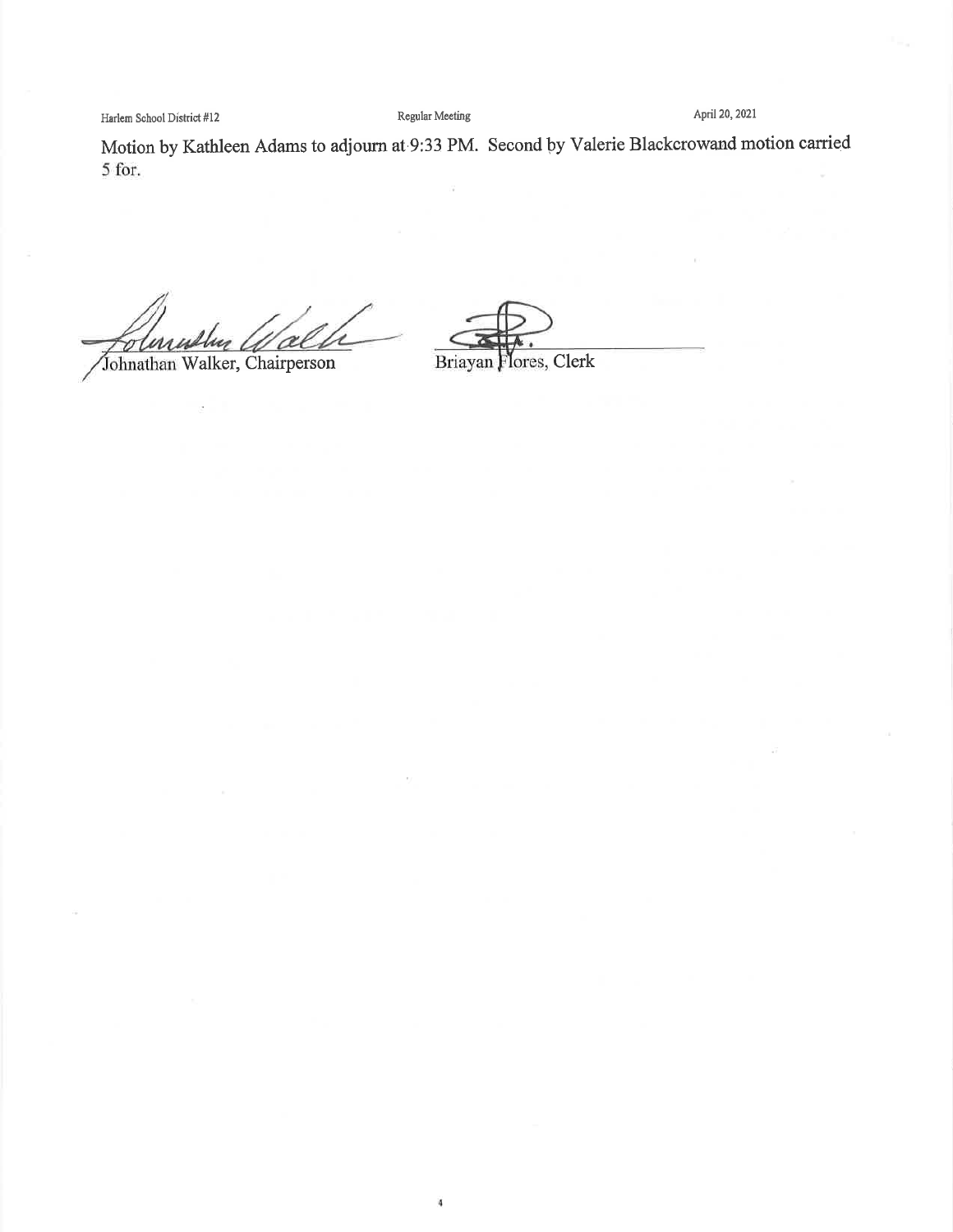Motion by Kathleen Adams to adjourn at 9:33 PM. Second by Valerie Blackcrowand motion carried 5 for.

Johnathan Walker, Chairperson

Briayan Flores, Clerk